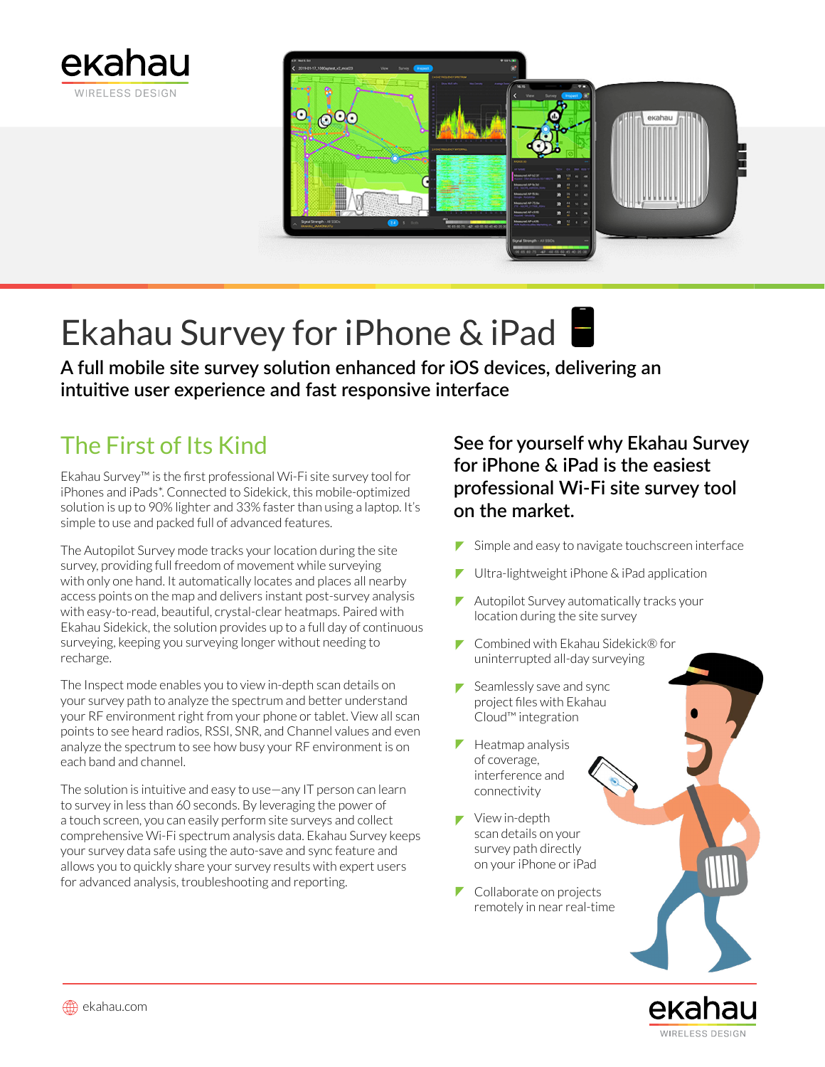# Ekahau Survey for iPhone & iPad

**A full mobile site survey solution enhanced for iOS devices, delivering an intuitive user experience and fast responsive interface**

## The First of Its Kind

Ekahau Survey™ is the first professional Wi-Fi site survey tool for iPhones and iPads*. Connected to Sidekick, this mobile-optimized solution is up to 90% lighter and 33% faster than using a laptop. It's simple to use and packed full of advanced features.

The Autopilot Survey mode tracks your location during the site survey, providing full freedom of movement while surveying with only one hand. It automatically locates and places all nearby access points on the map and delivers instant post-survey analysis with easy-to-read, beautiful, crystal-clear heatmaps. Paired with Ekahau Sidekick, the solution provides up to a full day of continuous surveying, keeping you surveying longer without needing to recharge.

The Inspect mode enables you to view in-depth scan details on your survey path to analyze the spectrum and better understand your RF environment right from your phone or tablet. View all scan points to see heard radios, RSSI, SNR, and Channel values and even analyze the spectrum to see how busy your RF environment is on each band and channel.

The solution is intuitive and easy to use—any IT person can learn to survey in less than 60 seconds. By leveraging the power of a touch screen, you can easily perform site surveys and collect comprehensive Wi-Fi spectrum analysis data. Ekahau Survey keeps your survey data safe using the auto-save and sync feature and allows you to quickly share your survey results with expert users for advanced analysis, troubleshooting and reporting.

## See for yourself why Ekahau Survey for iPhone & iPad is the easiest professional Wi-Fi site survey tool on the market.

- Simple and easy to navigate touchscreen interface
- Ultra-lightweight iPhone & iPad application
- Autopilot Survey automatically tracks your location during the site survey
- Combined with Ekahau Sidekick® for uninterrupted all-day surveying
- Seamlessly save and sync project files with Ekahau Cloud™ integration
- Heatmap analysis of coverage, interference and connectivity
- View in-depth scan details on your survey path directly on your iPhone or iPad
- Collaborate on projects remotely in near real-time

ekahau.com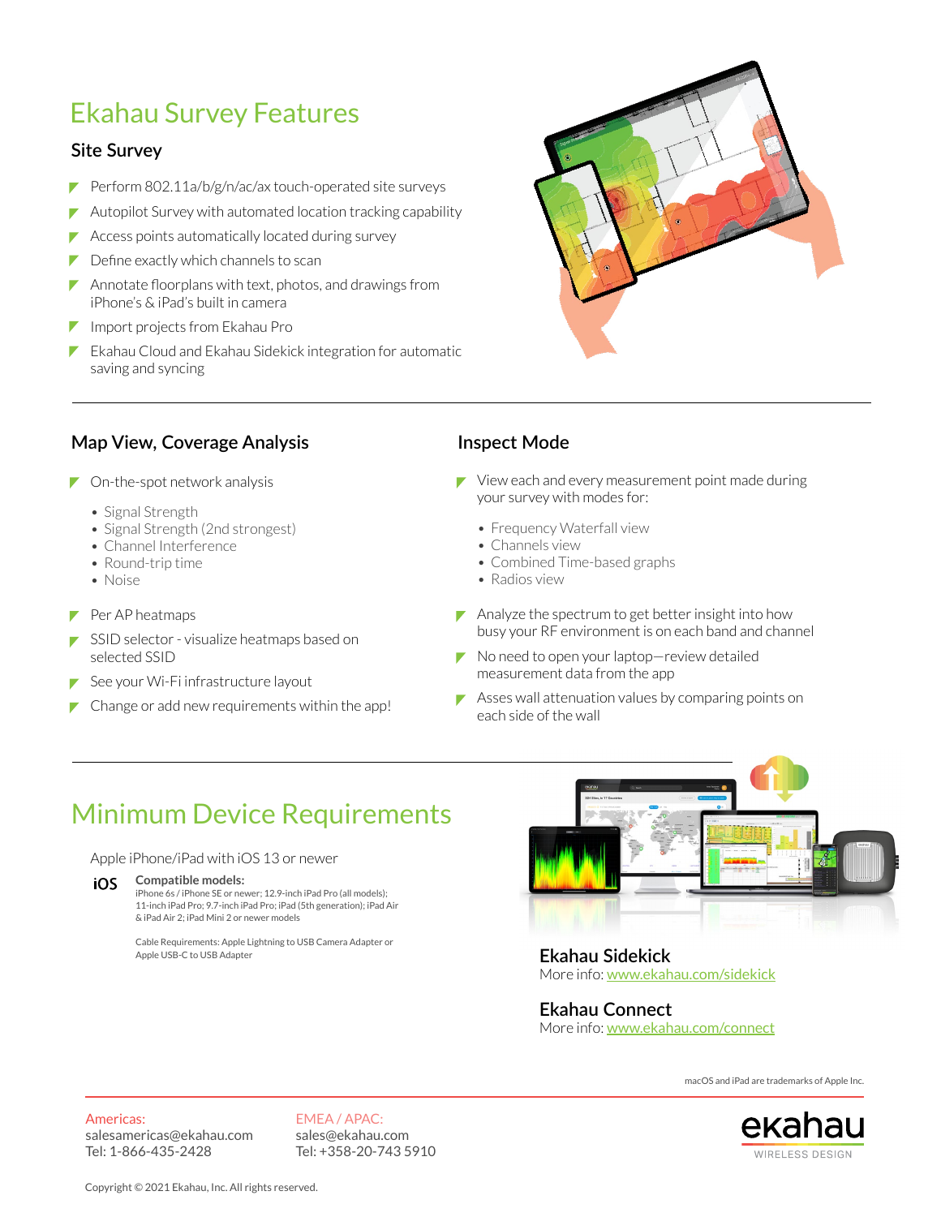# Ekahau Survey Features

## Site Survey

- Perform 802.11a/b/g/n/ac/ax touch-operated site surveys
- Autopilot Survey with automated location tracking capability
- Access points automatically located during survey
- Define exactly which channels to scan
- Annotate floorplans with text, photos, and drawings from iPhone's & iPad's built in camera
- Import projects from Ekahau Pro
- Ekahau Cloud and Ekahau Sidekick integration for automatic saving and syncing

## Map View, Coverage Analysis

- On-the-spot network analysis
  - Signal Strength
  - Signal Strength (2nd strongest)
  - Channel Interference
  - Round-trip time
  - Noise
- Per AP heatmaps
- SSID selector - visualize heatmaps based on selected SSID
- See your Wi-Fi infrastructure layout
- Change or add new requirements within the app!

## Inspect Mode

- View each and every measurement point made during your survey with modes for:
  - Frequency Waterfall view
  - Channels view
  - Combined Time-based graphs
  - Radios view
- Analyze the spectrum to get better insight into how busy your RF environment is on each band and channel
- No need to open your laptop—review detailed measurement data from the app
- Asses wall attenuation values by comparing points on each side of the wall

# Minimum Device Requirements

Apple iPhone/iPad with iOS 13 or newer

iOS **Compatible models:**
iPhone 6s / iPhone SE or newer; 12.9-inch iPad Pro (all models); 11-inch iPad Pro; 9.7-inch iPad Pro; iPad (5th generation); iPad Air & iPad Air 2; iPad Mini 2 or newer models

Cable Requirements: Apple Lightning to USB Camera Adapter or Apple USB-C to USB Adapter

### Ekahau Sidekick
More info: www.ekahau.com/sidekick

### Ekahau Connect
More info: www.ekahau.com/connect

macOS and iPad are trademarks of Apple Inc.

Americas:
salesamericas@ekahau.com
Tel: 1-866-435-2428

EMEA / APAC:
sales@ekahau.com
Tel: +358-20-743 5910

ekahau WIRELESS DESIGN

Copyright © 2021 Ekahau, Inc. All rights reserved.